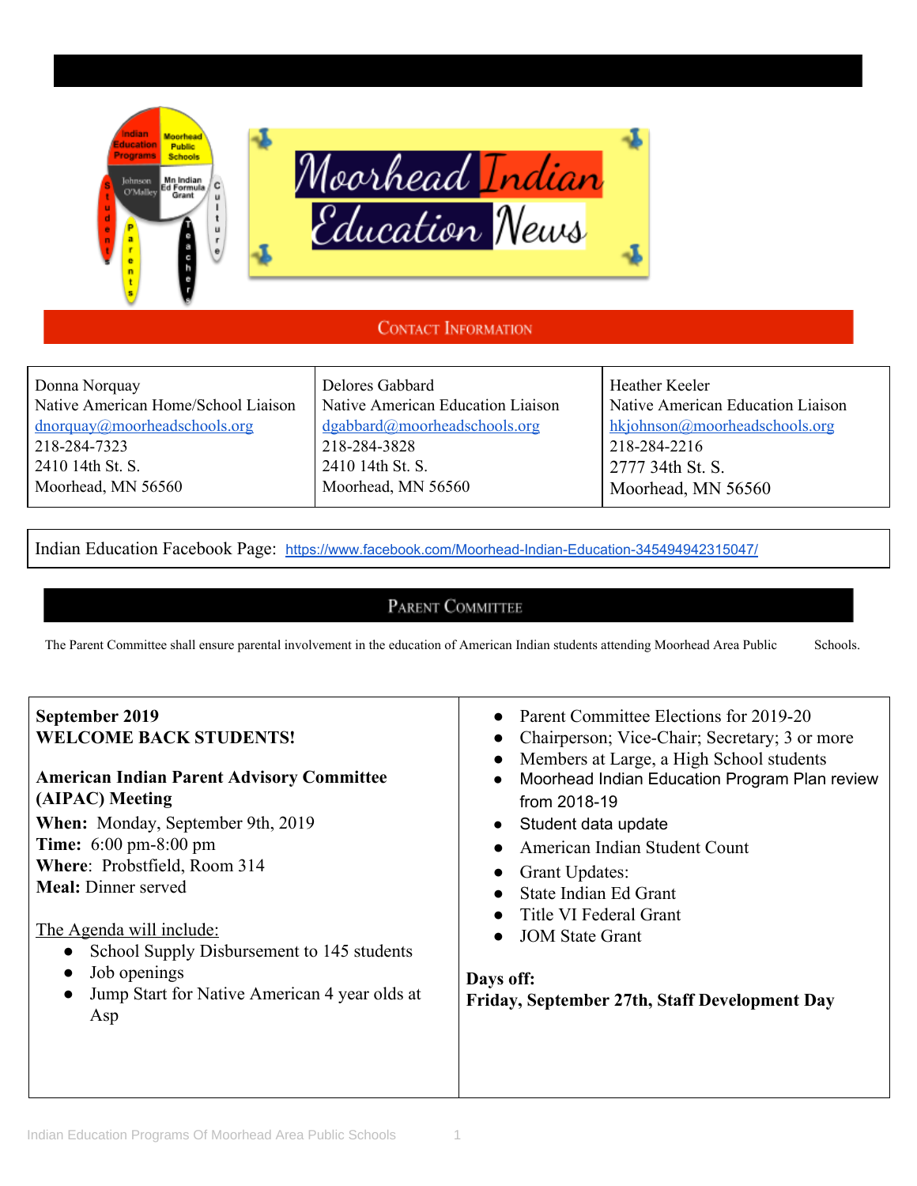# Moorhead Indian Education News

## Contact Information

| Donna Norquay | Delores Gabbard | Heather Keeler |
|---|---|---|
| Native American Home/School Liaison | Native American Education Liaison | Native American Education Liaison |
| dnorquay@moorheadschools.org | dgabbard@moorheadschools.org | hkjohnson@moorheadschools.org |
| 218-284-7323 | 218-284-3828 | 218-284-2216 |
| 2410 14th St. S. | 2410 14th St. S. | 2777 34th St. S. |
| Moorhead, MN 56560 | Moorhead, MN 56560 | Moorhead, MN 56560 |

Indian Education Facebook Page: https://www.facebook.com/Moorhead-Indian-Education-345494942315047/

## Parent Committee

The Parent Committee shall ensure parental involvement in the education of American Indian students attending Moorhead Area Public Schools.

**September 2019**
**WELCOME BACK STUDENTS!**

**American Indian Parent Advisory Committee (AIPAC) Meeting**
**When:** Monday, September 9th, 2019
**Time:** 6:00 pm-8:00 pm
**Where**: Probstfield, Room 314
**Meal:** Dinner served

The Agenda will include:

- School Supply Disbursement to 145 students
- Job openings
- Jump Start for Native American 4 year olds at Asp
- Parent Committee Elections for 2019-20
- Chairperson; Vice-Chair; Secretary; 3 or more
- Members at Large, a High School students
- Moorhead Indian Education Program Plan review from 2018-19
- Student data update
- American Indian Student Count
- Grant Updates:
- State Indian Ed Grant
- Title VI Federal Grant
- JOM State Grant

**Days off:**
**Friday, September 27th, Staff Development Day**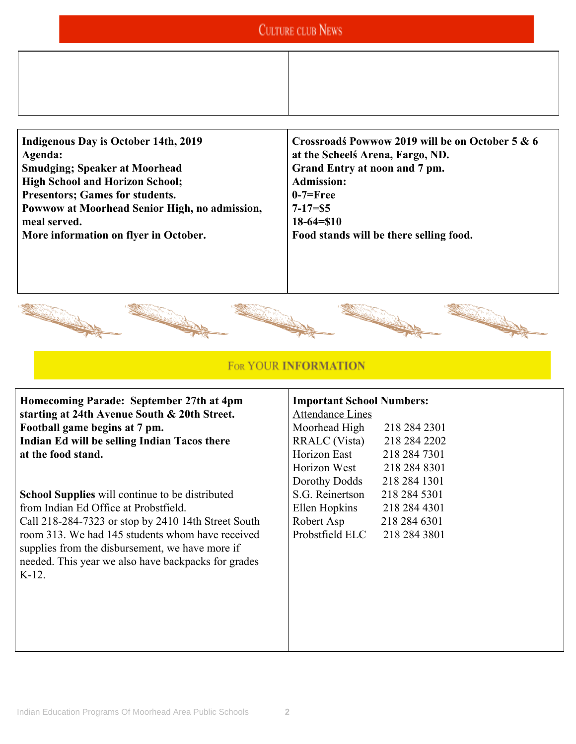# Culture club News

**Indigenous Day is October 14th, 2019**
**Agenda:**
**Smudging; Speaker at Moorhead High School and Horizon School;**
**Presentors; Games for students.**
**Powwow at Moorhead Senior High, no admission, meal served.**
**More information on flyer in October.**

**Crossroadś Powwow 2019 will be on October 5 & 6 at the Scheelś Arena, Fargo, ND.**
**Grand Entry at noon and 7 pm.**
**Admission:**
**0-7=Free**
**7-17=$5**
**18-64=$10**
**Food stands will be there selling food.**

# For YOUR INFORMATION

**Homecoming Parade: September 27th at 4pm starting at 24th Avenue South & 20th Street.**
**Football game begins at 7 pm.**
**Indian Ed will be selling Indian Tacos there at the food stand.**

**School Supplies** will continue to be distributed from Indian Ed Office at Probstfield. Call 218-284-7323 or stop by 2410 14th Street South room 313. We had 145 students whom have received supplies from the disbursement, we have more if needed. This year we also have backpacks for grades K-12.

**Important School Numbers:**

Attendance Lines

| | |
|---|---|
| Moorhead High | 218 284 2301 |
| RRALC (Vista) | 218 284 2202 |
| Horizon East | 218 284 7301 |
| Horizon West | 218 284 8301 |
| Dorothy Dodds | 218 284 1301 |
| S.G. Reinertson | 218 284 5301 |
| Ellen Hopkins | 218 284 4301 |
| Robert Asp | 218 284 6301 |
| Probstfield ELC | 218 284 3801 |